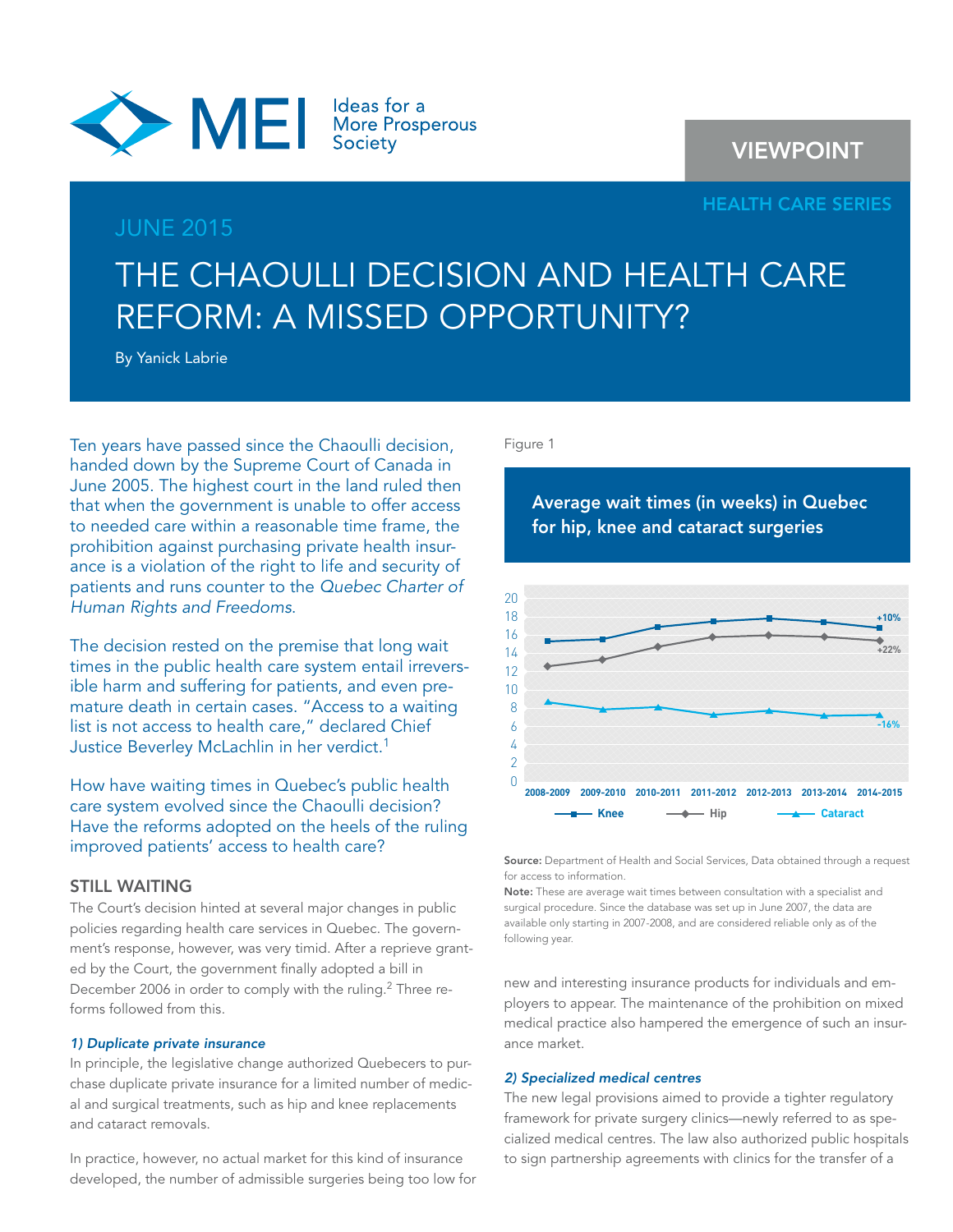MEI Ideas for a More Prosperous Society

VIEWPOINT

HEALTH CARE SERIES

JUNE 2015

# THE CHAOULLI DECISION AND HEALTH CARE REFORM: A MISSED OPPORTUNITY?

By Yanick Labrie

Ten years have passed since the Chaoulli decision, handed down by the Supreme Court of Canada in June 2005. The highest court in the land ruled then that when the government is unable to offer access to needed care within a reasonable time frame, the prohibition against purchasing private health insurance is a violation of the right to life and security of patients and runs counter to the *Quebec Charter of Human Rights and Freedoms*.

The decision rested on the premise that long wait times in the public health care system entail irreversible harm and suffering for patients, and even premature death in certain cases. "Access to a waiting list is not access to health care," declared Chief Justice Beverley McLachlin in her verdict.[1]

How have waiting times in Quebec's public health care system evolved since the Chaoulli decision? Have the reforms adopted on the heels of the ruling improved patients' access to health care?

## STILL WAITING

The Court's decision hinted at several major changes in public policies regarding health care services in Quebec. The government's response, however, was very timid. After a reprieve granted by the Court, the government finally adopted a bill in December 2006 in order to comply with the ruling.[2] Three reforms followed from this.

### *1) Duplicate private insurance*

In principle, the legislative change authorized Quebecers to purchase duplicate private insurance for a limited number of medical and surgical treatments, such as hip and knee replacements and cataract removals.

In practice, however, no actual market for this kind of insurance developed, the number of admissible surgeries being too low for new and interesting insurance products for individuals and employers to appear. The maintenance of the prohibition on mixed medical practice also hampered the emergence of such an insurance market.

Figure 1

**Average wait times (in weeks) in Quebec for hip, knee and cataract surgeries**

| | 2008-2009 | 2009-2010 | 2010-2011 | 2011-2012 | 2012-2013 | 2013-2014 | 2014-2015 | Change |
|---|---|---|---|---|---|---|---|---|
| Knee | | | | | | | | +10% |
| Hip | | | | | | | | +22% |
| Cataract | | | | | | | | -16% |

**Source:** Department of Health and Social Services, Data obtained through a request for access to information.

**Note:** These are average wait times between consultation with a specialist and surgical procedure. Since the database was set up in June 2007, the data are available only starting in 2007-2008, and are considered reliable only as of the following year.

### *2) Specialized medical centres*

The new legal provisions aimed to provide a tighter regulatory framework for private surgery clinics—newly referred to as specialized medical centres. The law also authorized public hospitals to sign partnership agreements with clinics for the transfer of a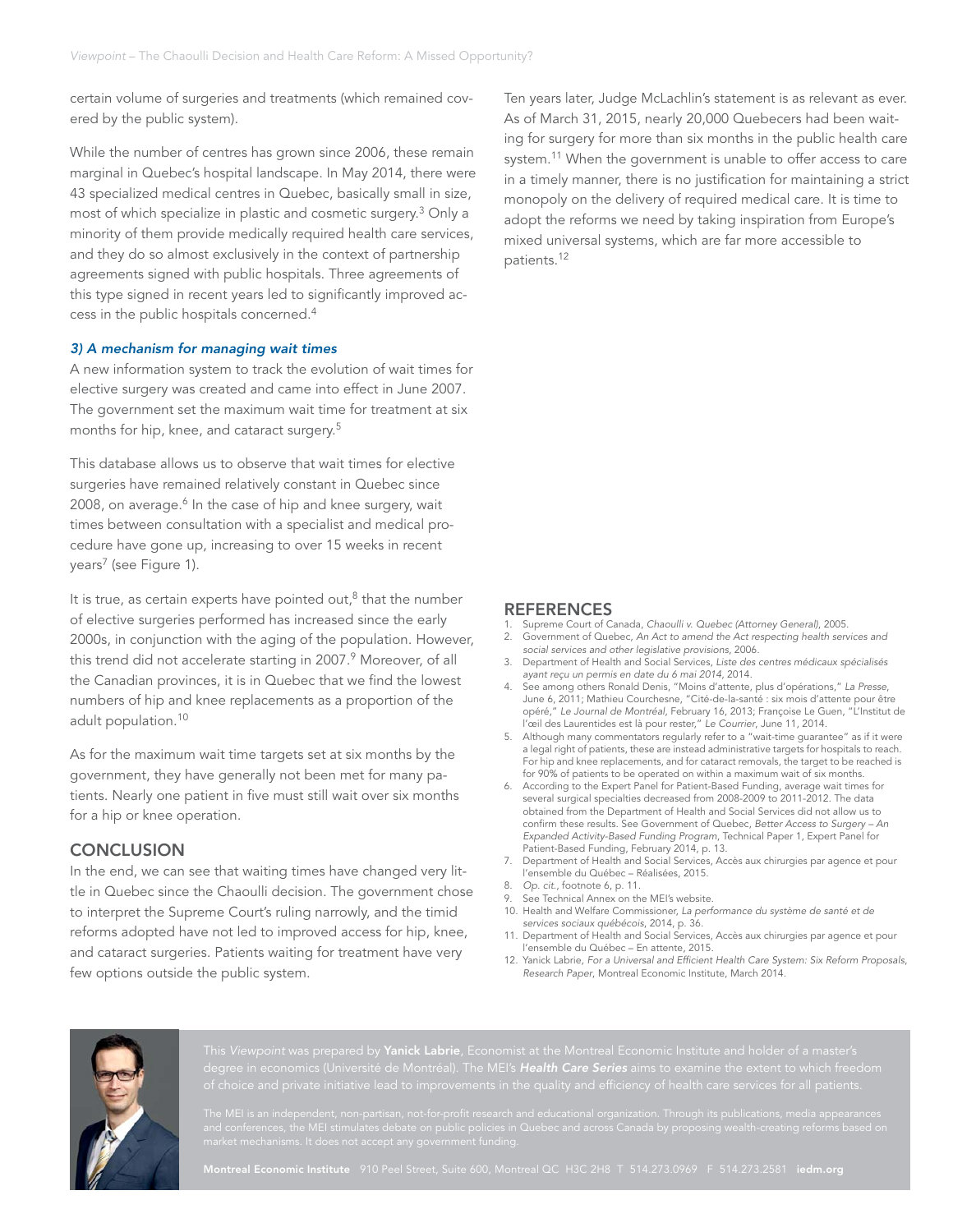certain volume of surgeries and treatments (which remained covered by the public system).

While the number of centres has grown since 2006, these remain marginal in Quebec's hospital landscape. In May 2014, there were 43 specialized medical centres in Quebec, basically small in size, most of which specialize in plastic and cosmetic surgery.[3] Only a minority of them provide medically required health care services, and they do so almost exclusively in the context of partnership agreements signed with public hospitals. Three agreements of this type signed in recent years led to significantly improved access in the public hospitals concerned.[4]

### *3) A mechanism for managing wait times*

A new information system to track the evolution of wait times for elective surgery was created and came into effect in June 2007. The government set the maximum wait time for treatment at six months for hip, knee, and cataract surgery.[5]

This database allows us to observe that wait times for elective surgeries have remained relatively constant in Quebec since 2008, on average.[6] In the case of hip and knee surgery, wait times between consultation with a specialist and medical procedure have gone up, increasing to over 15 weeks in recent years[7] (see Figure 1).

It is true, as certain experts have pointed out,[8] that the number of elective surgeries performed has increased since the early 2000s, in conjunction with the aging of the population. However, this trend did not accelerate starting in 2007.[9] Moreover, of all the Canadian provinces, it is in Quebec that we find the lowest numbers of hip and knee replacements as a proportion of the adult population.[10]

As for the maximum wait time targets set at six months by the government, they have generally not been met for many patients. Nearly one patient in five must still wait over six months for a hip or knee operation.

## CONCLUSION

In the end, we can see that waiting times have changed very little in Quebec since the Chaoulli decision. The government chose to interpret the Supreme Court's ruling narrowly, and the timid reforms adopted have not led to improved access for hip, knee, and cataract surgeries. Patients waiting for treatment have very few options outside the public system.

Ten years later, Judge McLachlin's statement is as relevant as ever. As of March 31, 2015, nearly 20,000 Quebecers had been waiting for surgery for more than six months in the public health care system.[11] When the government is unable to offer access to care in a timely manner, there is no justification for maintaining a strict monopoly on the delivery of required medical care. It is time to adopt the reforms we need by taking inspiration from Europe's mixed universal systems, which are far more accessible to patients.[12]

## REFERENCES

1. Supreme Court of Canada, *Chaoulli v. Quebec (Attorney General)*, 2005.
2. Government of Quebec, *An Act to amend the Act respecting health services and social services and other legislative provisions*, 2006.
3. Department of Health and Social Services, *Liste des centres médicaux spécialisés ayant reçu un permis en date du 6 mai 2014*, 2014.
4. See among others Ronald Denis, "Moins d'attente, plus d'opérations," *La Presse*, June 6, 2011; Mathieu Courchesne, "Cité-de-la-santé : six mois d'attente pour être opéré," *Le Journal de Montréal*, February 16, 2013; Françoise Le Guen, "L'Institut de l'œil des Laurentides est là pour rester," *Le Courrier*, June 11, 2014.
5. Although many commentators regularly refer to a "wait-time guarantee" as if it were a legal right of patients, these are instead administrative targets for hospitals to reach. For hip and knee replacements, and for cataract removals, the target to be reached is for 90% of patients to be operated on within a maximum wait of six months.
6. According to the Expert Panel for Patient-Based Funding, average wait times for several surgical specialties decreased from 2008-2009 to 2011-2012. The data obtained from the Department of Health and Social Services did not allow us to confirm these results. See Government of Quebec, *Better Access to Surgery – An Expanded Activity-Based Funding Program*, Technical Paper 1, Expert Panel for Patient-Based Funding, February 2014, p. 13.
7. Department of Health and Social Services, Accès aux chirurgies par agence et pour l'ensemble du Québec – Réalisées, 2015.
8. *Op. cit.*, footnote 6, p. 11.
9. See Technical Annex on the MEI's website.
10. Health and Welfare Commissioner, *La performance du système de santé et de services sociaux québécois*, 2014, p. 36.
11. Department of Health and Social Services, Accès aux chirurgies par agence et pour l'ensemble du Québec – En attente, 2015.
12. Yanick Labrie, *For a Universal and Efficient Health Care System: Six Reform Proposals*, *Research Paper*, Montreal Economic Institute, March 2014.

This *Viewpoint* was prepared by **Yanick Labrie**, Economist at the Montreal Economic Institute and holder of a master's degree in economics (Université de Montréal). The MEI's ***Health Care Series*** aims to examine the extent to which freedom of choice and private initiative lead to improvements in the quality and efficiency of health care services for all patients.

The MEI is an independent, non-partisan, not-for-profit research and educational organization. Through its publications, media appearances and conferences, the MEI stimulates debate on public policies in Quebec and across Canada by proposing wealth-creating reforms based on market mechanisms. It does not accept any government funding.

**Montreal Economic Institute** 910 Peel Street, Suite 600, Montreal QC H3C 2H8 T 514.273.0969 F 514.273.2581 **iedm.org**